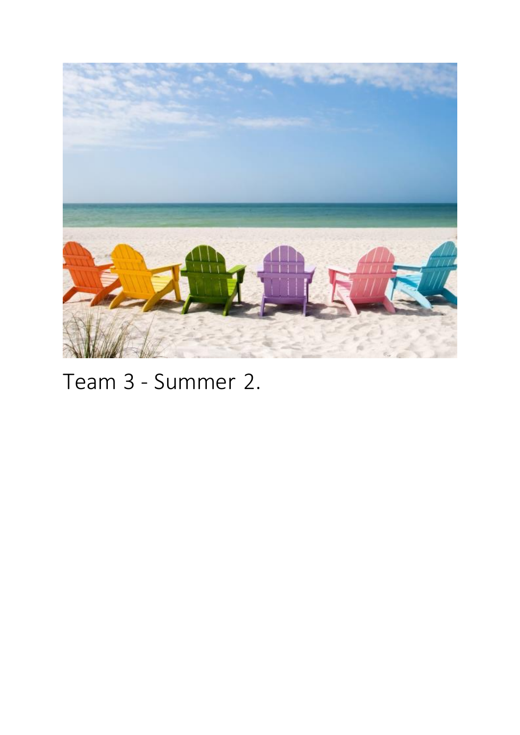Team 3 - Summer 2.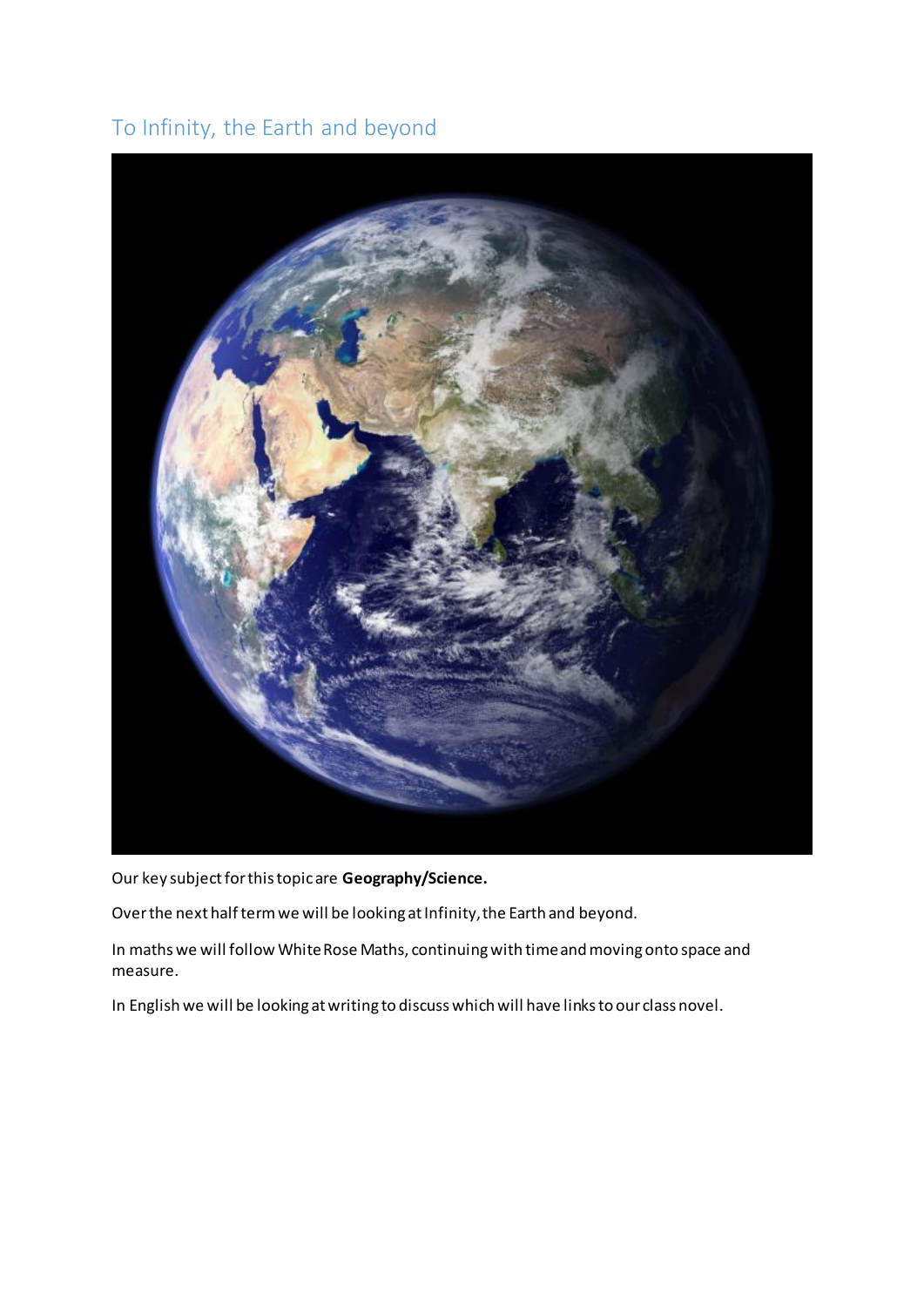## To Infinity, the Earth and beyond

Our key subject for this topic are **Geography/Science.**

Over the next half term we will be looking at Infinity, the Earth and beyond.

In maths we will follow White Rose Maths, continuing with time and moving onto space and measure.

In English we will be looking at writing to discuss which will have links to our class novel.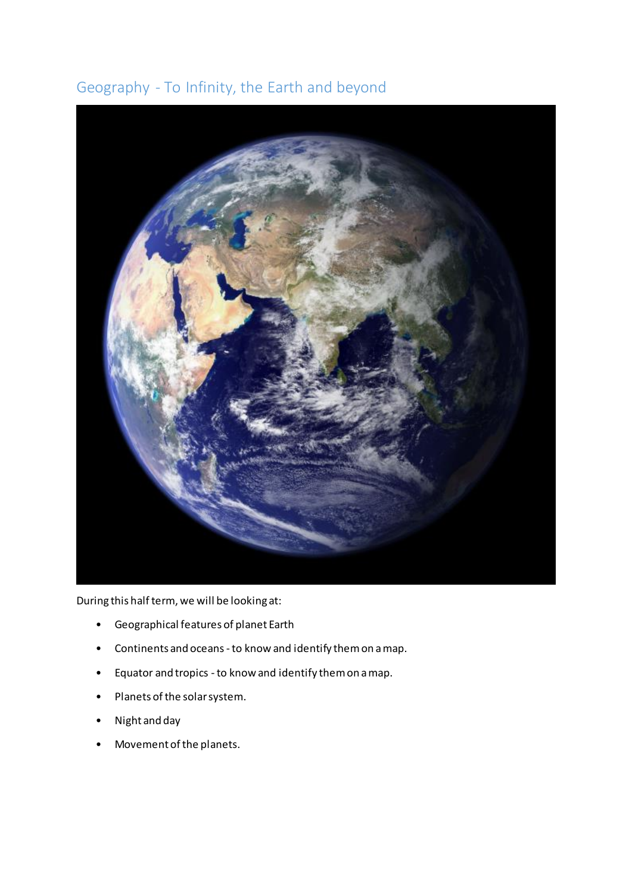## Geography - To Infinity, the Earth and beyond

During this half term, we will be looking at:

- Geographical features of planet Earth
- Continents and oceans - to know and identify them on a map.
- Equator and tropics - to know and identify them on a map.
- Planets of the solar system.
- Night and day
- Movement of the planets.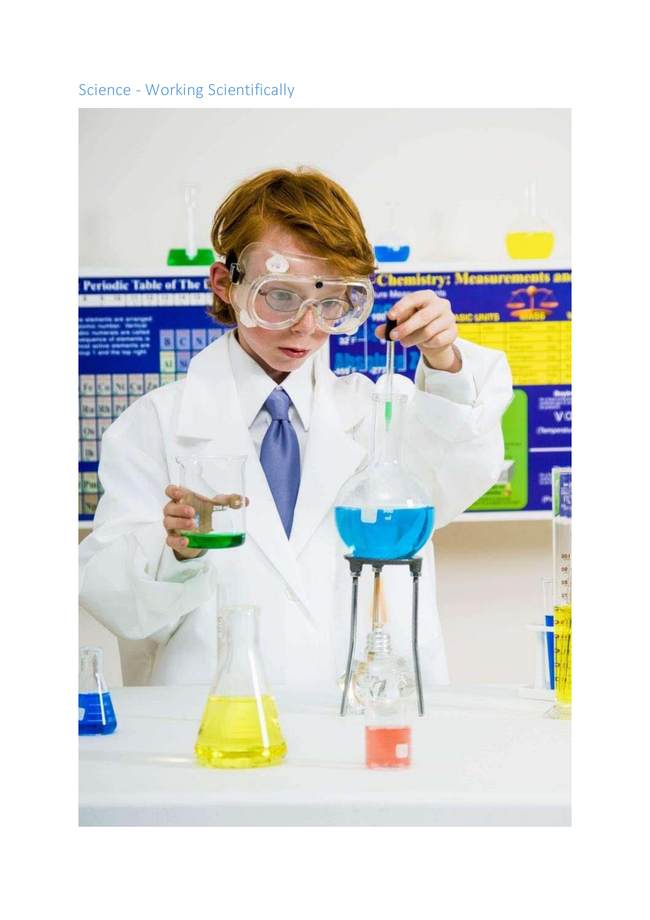## Science - Working Scientifically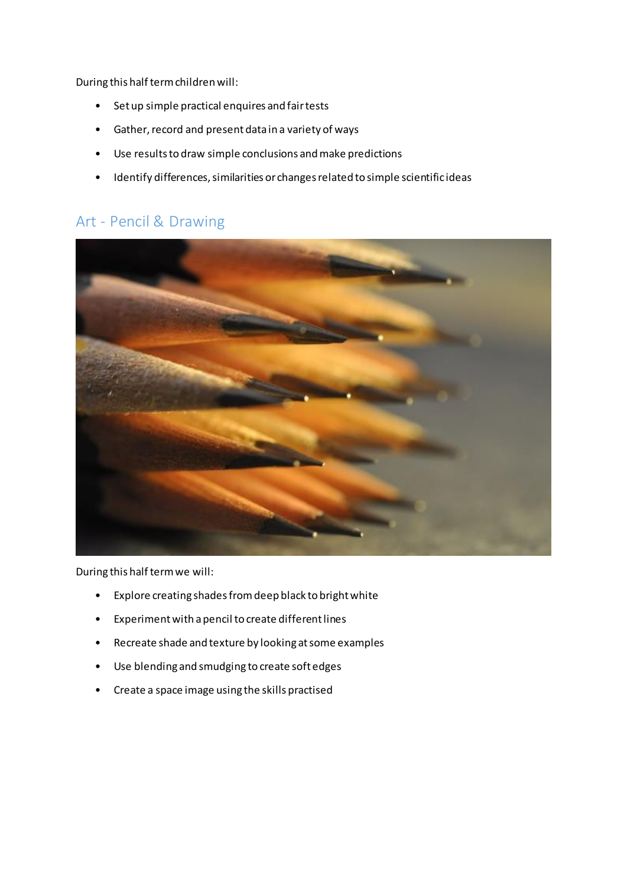During this half term children will:

- Set up simple practical enquires and fair tests
- Gather, record and present data in a variety of ways
- Use results to draw simple conclusions and make predictions
- Identify differences, similarities or changes related to simple scientific ideas

## Art - Pencil & Drawing

During this half term we will:

- Explore creating shades from deep black to bright white
- Experiment with a pencil to create different lines
- Recreate shade and texture by looking at some examples
- Use blending and smudging to create soft edges
- Create a space image using the skills practised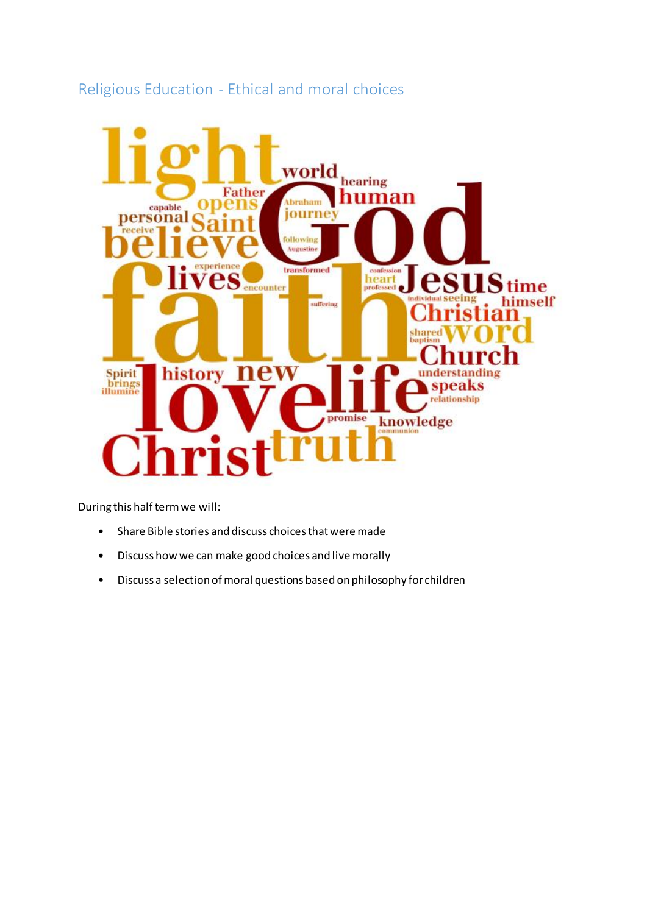## Religious Education - Ethical and moral choices

During this half term we will:

- Share Bible stories and discuss choices that were made
- Discuss how we can make good choices and live morally
- Discuss a selection of moral questions based on philosophy for children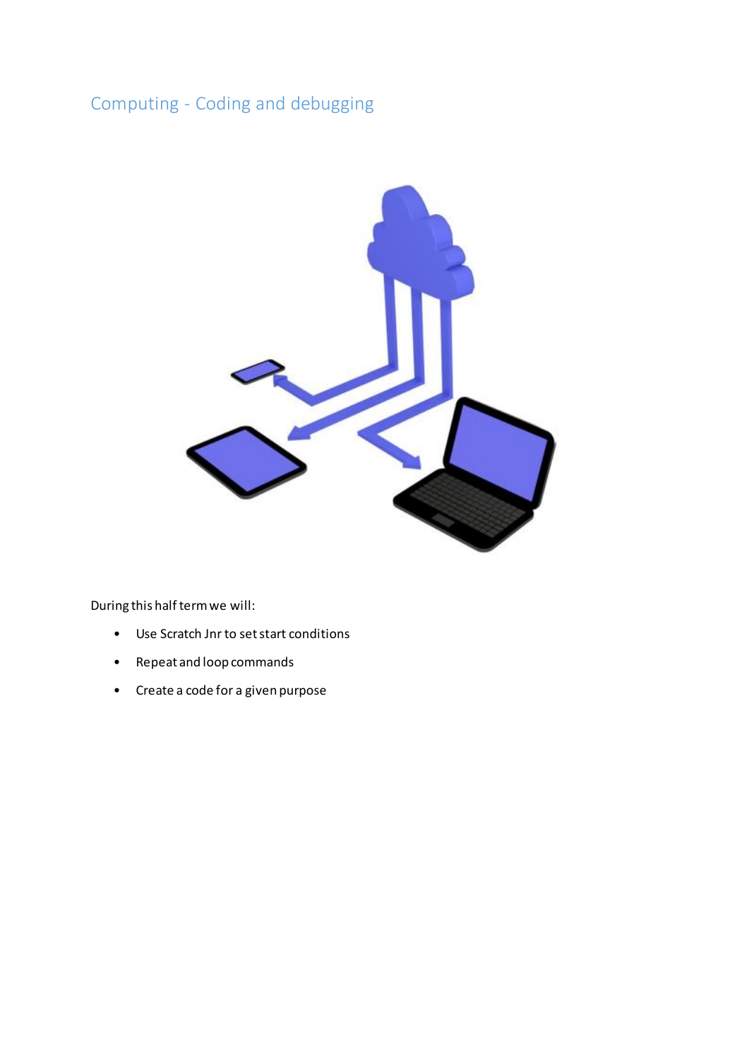## Computing - Coding and debugging

During this half term we will:

- Use Scratch Jnr to set start conditions
- Repeat and loop commands
- Create a code for a given purpose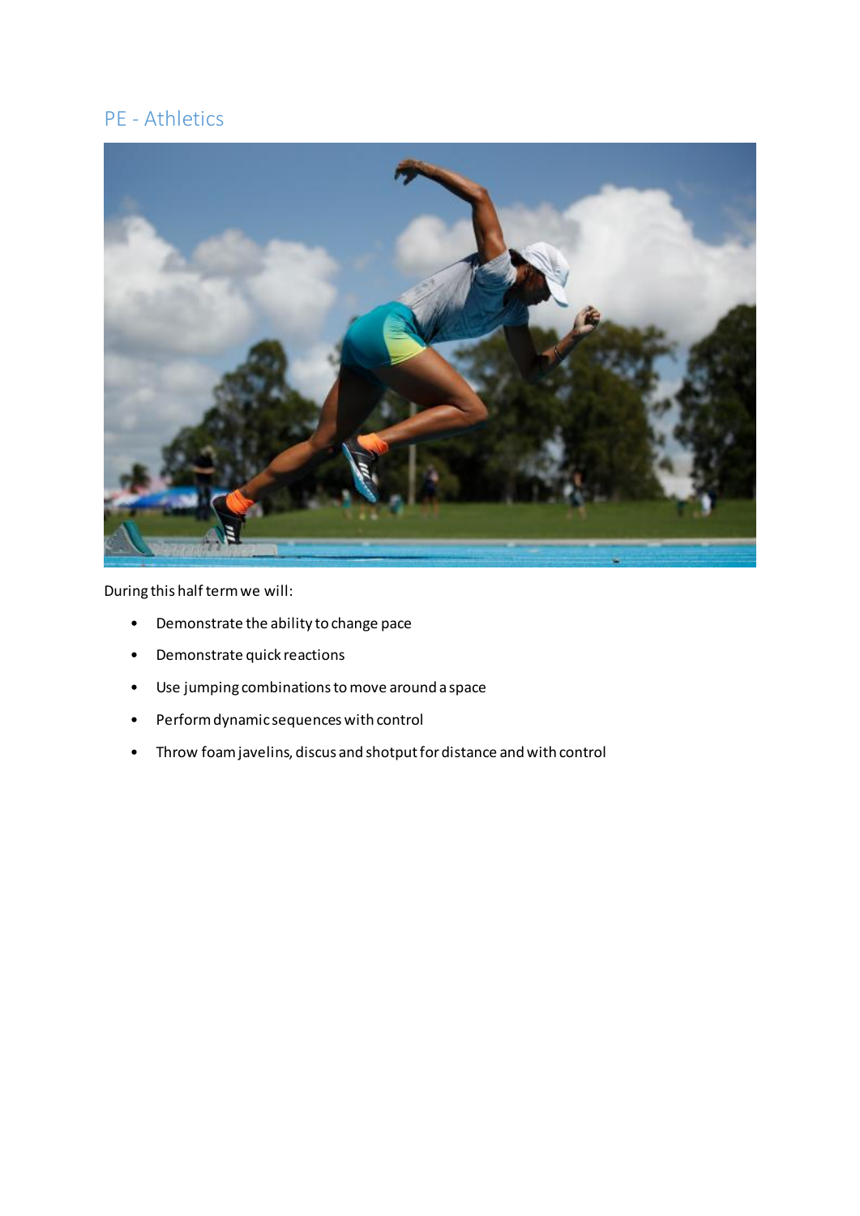## PE - Athletics

During this half term we will:

- Demonstrate the ability to change pace
- Demonstrate quick reactions
- Use jumping combinations to move around a space
- Perform dynamic sequences with control
- Throw foam javelins, discus and shotput for distance and with control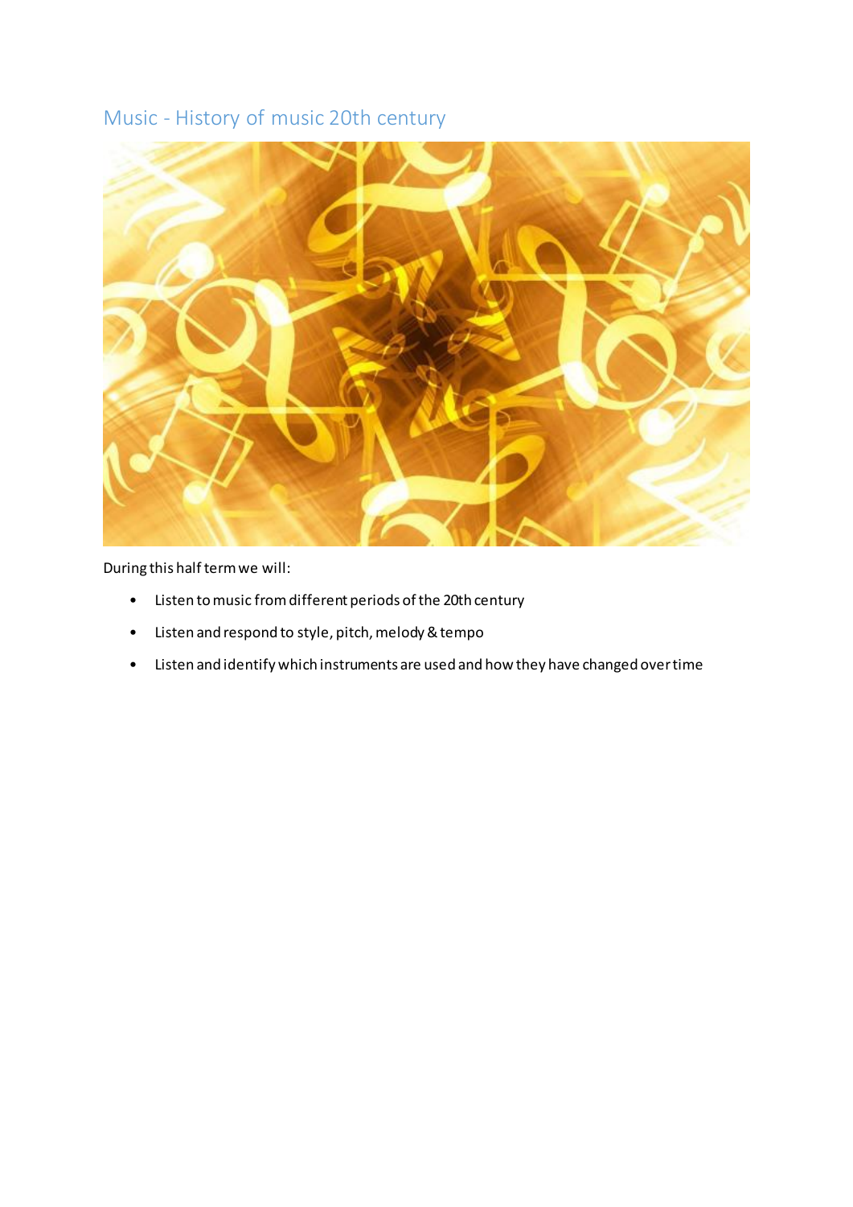## Music - History of music 20th century

During this half term we will:

- Listen to music from different periods of the 20th century
- Listen and respond to style, pitch, melody & tempo
- Listen and identify which instruments are used and how they have changed over time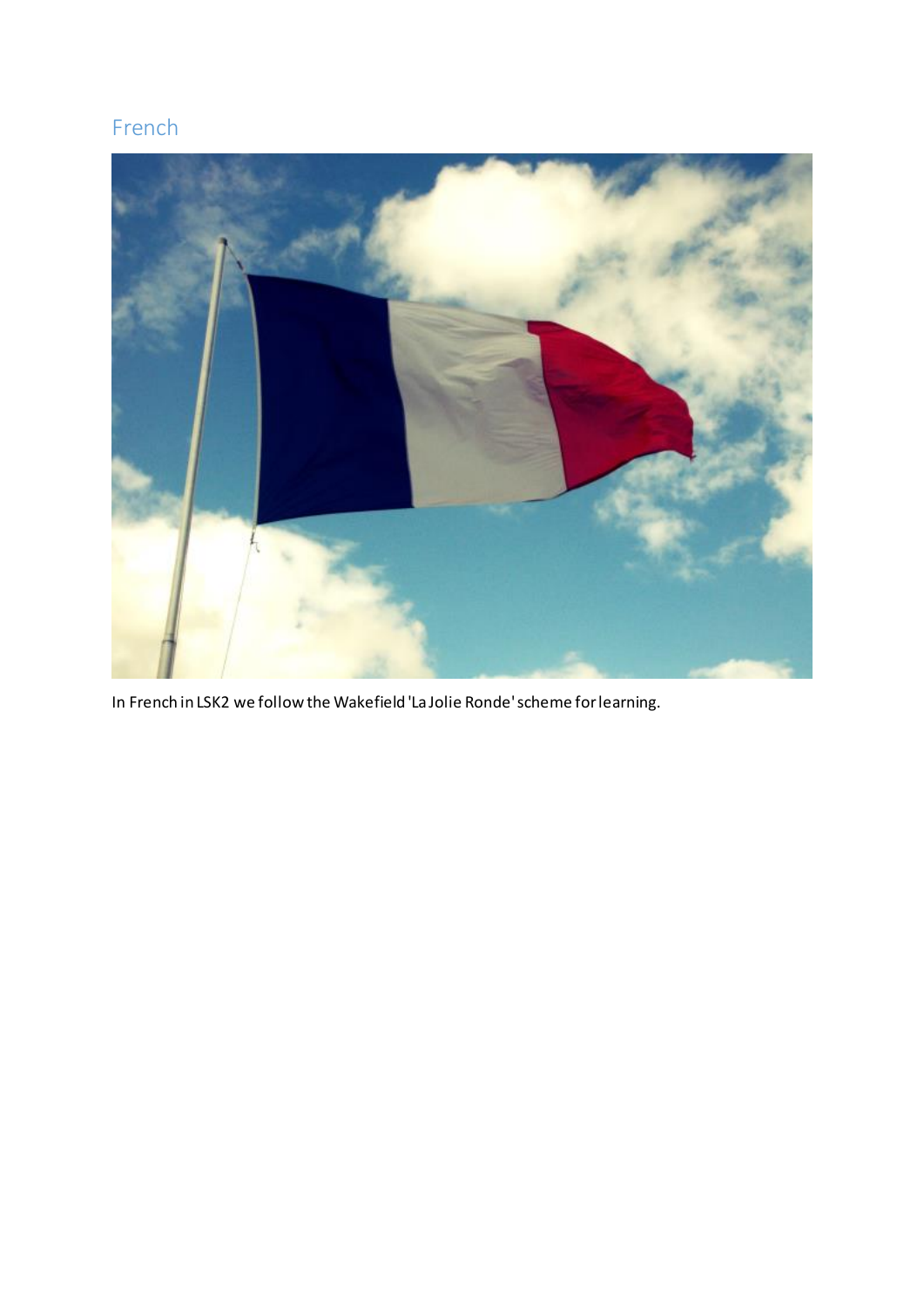## French

In French in LSK2 we follow the Wakefield 'La Jolie Ronde' scheme for learning.